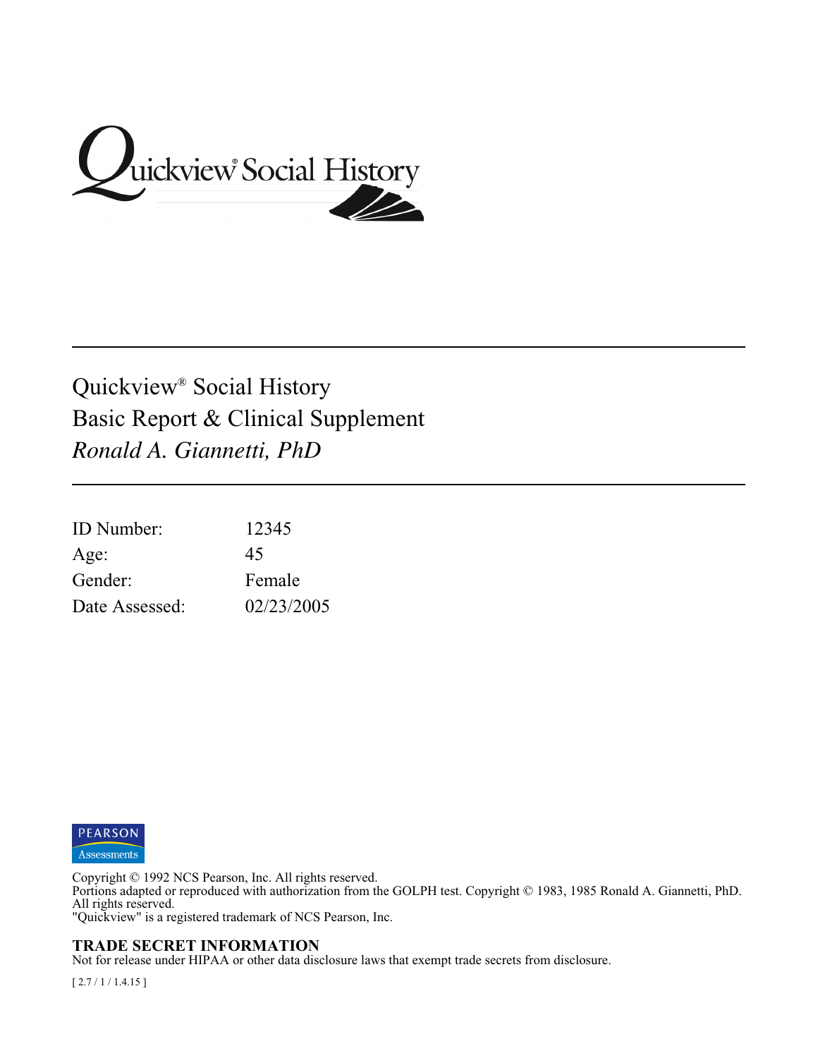# Quickview® Social History

Quickview® Social History
Basic Report & Clinical Supplement
*Ronald A. Giannetti, PhD*

| | |
|---|---|
| ID Number: | 12345 |
| Age: | 45 |
| Gender: | Female |
| Date Assessed: | 02/23/2005 |

PEARSON
Assessments

Copyright © 1992 NCS Pearson, Inc. All rights reserved.
Portions adapted or reproduced with authorization from the GOLPH test. Copyright © 1983, 1985 Ronald A. Giannetti, PhD. All rights reserved.
"Quickview" is a registered trademark of NCS Pearson, Inc.

**TRADE SECRET INFORMATION**
Not for release under HIPAA or other data disclosure laws that exempt trade secrets from disclosure.

[ 2.7 / 1 / 1.4.15 ]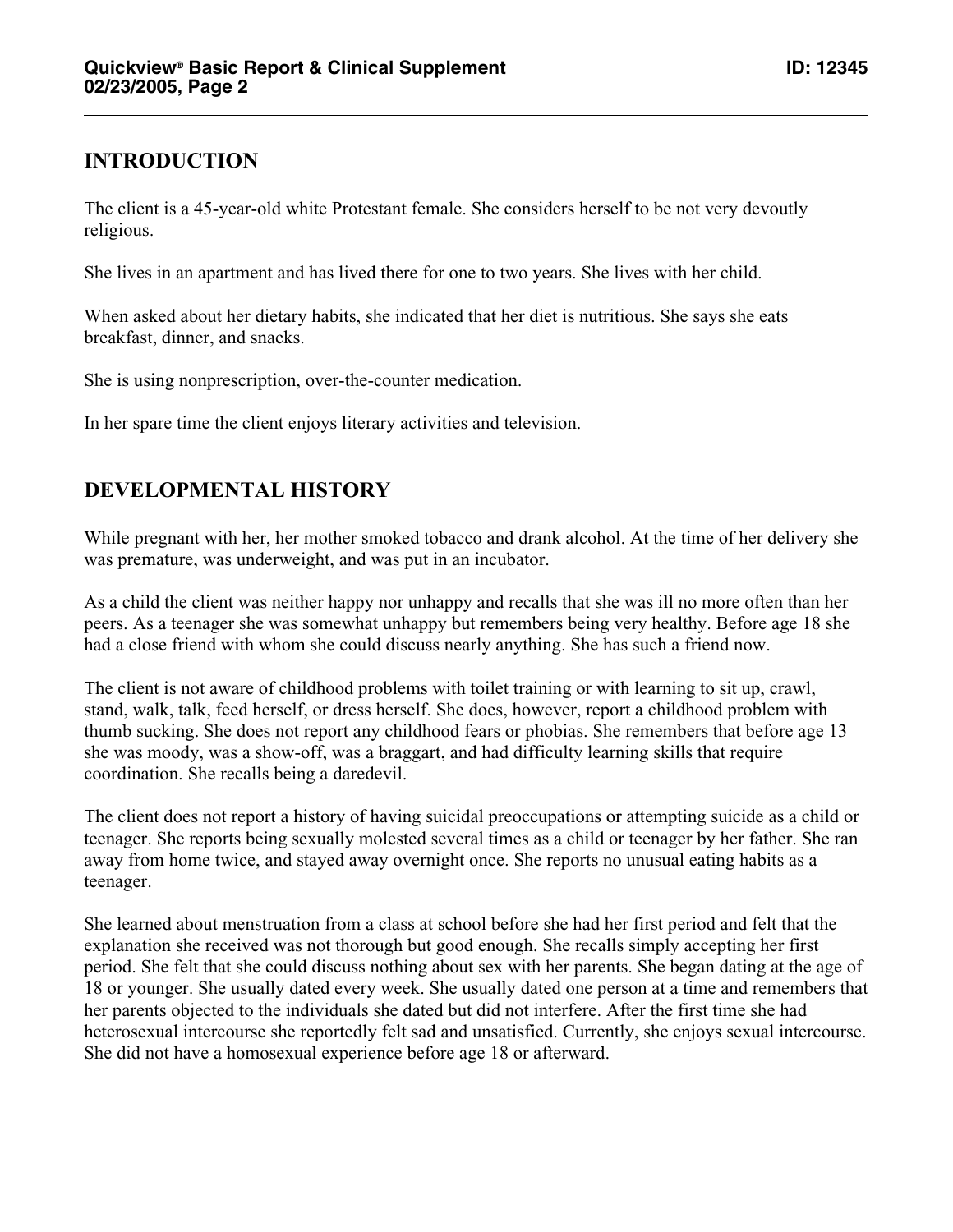## INTRODUCTION

The client is a 45-year-old white Protestant female. She considers herself to be not very devoutly religious.

She lives in an apartment and has lived there for one to two years. She lives with her child.

When asked about her dietary habits, she indicated that her diet is nutritious. She says she eats breakfast, dinner, and snacks.

She is using nonprescription, over-the-counter medication.

In her spare time the client enjoys literary activities and television.

## DEVELOPMENTAL HISTORY

While pregnant with her, her mother smoked tobacco and drank alcohol. At the time of her delivery she was premature, was underweight, and was put in an incubator.

As a child the client was neither happy nor unhappy and recalls that she was ill no more often than her peers. As a teenager she was somewhat unhappy but remembers being very healthy. Before age 18 she had a close friend with whom she could discuss nearly anything. She has such a friend now.

The client is not aware of childhood problems with toilet training or with learning to sit up, crawl, stand, walk, talk, feed herself, or dress herself. She does, however, report a childhood problem with thumb sucking. She does not report any childhood fears or phobias. She remembers that before age 13 she was moody, was a show-off, was a braggart, and had difficulty learning skills that require coordination. She recalls being a daredevil.

The client does not report a history of having suicidal preoccupations or attempting suicide as a child or teenager. She reports being sexually molested several times as a child or teenager by her father. She ran away from home twice, and stayed away overnight once. She reports no unusual eating habits as a teenager.

She learned about menstruation from a class at school before she had her first period and felt that the explanation she received was not thorough but good enough. She recalls simply accepting her first period. She felt that she could discuss nothing about sex with her parents. She began dating at the age of 18 or younger. She usually dated every week. She usually dated one person at a time and remembers that her parents objected to the individuals she dated but did not interfere. After the first time she had heterosexual intercourse she reportedly felt sad and unsatisfied. Currently, she enjoys sexual intercourse. She did not have a homosexual experience before age 18 or afterward.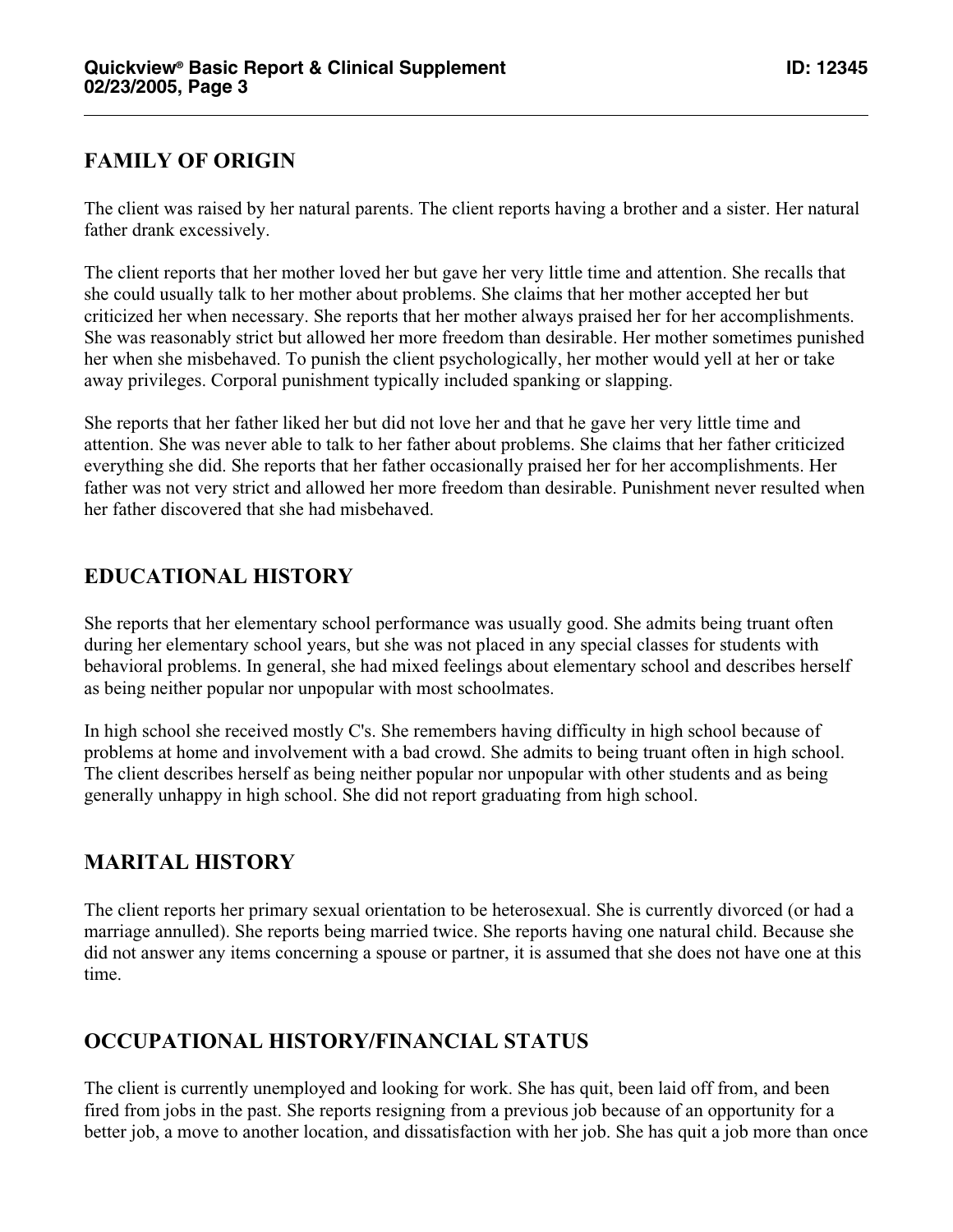## FAMILY OF ORIGIN

The client was raised by her natural parents. The client reports having a brother and a sister. Her natural father drank excessively.

The client reports that her mother loved her but gave her very little time and attention. She recalls that she could usually talk to her mother about problems. She claims that her mother accepted her but criticized her when necessary. She reports that her mother always praised her for her accomplishments. She was reasonably strict but allowed her more freedom than desirable. Her mother sometimes punished her when she misbehaved. To punish the client psychologically, her mother would yell at her or take away privileges. Corporal punishment typically included spanking or slapping.

She reports that her father liked her but did not love her and that he gave her very little time and attention. She was never able to talk to her father about problems. She claims that her father criticized everything she did. She reports that her father occasionally praised her for her accomplishments. Her father was not very strict and allowed her more freedom than desirable. Punishment never resulted when her father discovered that she had misbehaved.

## EDUCATIONAL HISTORY

She reports that her elementary school performance was usually good. She admits being truant often during her elementary school years, but she was not placed in any special classes for students with behavioral problems. In general, she had mixed feelings about elementary school and describes herself as being neither popular nor unpopular with most schoolmates.

In high school she received mostly C's. She remembers having difficulty in high school because of problems at home and involvement with a bad crowd. She admits to being truant often in high school. The client describes herself as being neither popular nor unpopular with other students and as being generally unhappy in high school. She did not report graduating from high school.

## MARITAL HISTORY

The client reports her primary sexual orientation to be heterosexual. She is currently divorced (or had a marriage annulled). She reports being married twice. She reports having one natural child. Because she did not answer any items concerning a spouse or partner, it is assumed that she does not have one at this time.

## OCCUPATIONAL HISTORY/FINANCIAL STATUS

The client is currently unemployed and looking for work. She has quit, been laid off from, and been fired from jobs in the past. She reports resigning from a previous job because of an opportunity for a better job, a move to another location, and dissatisfaction with her job. She has quit a job more than once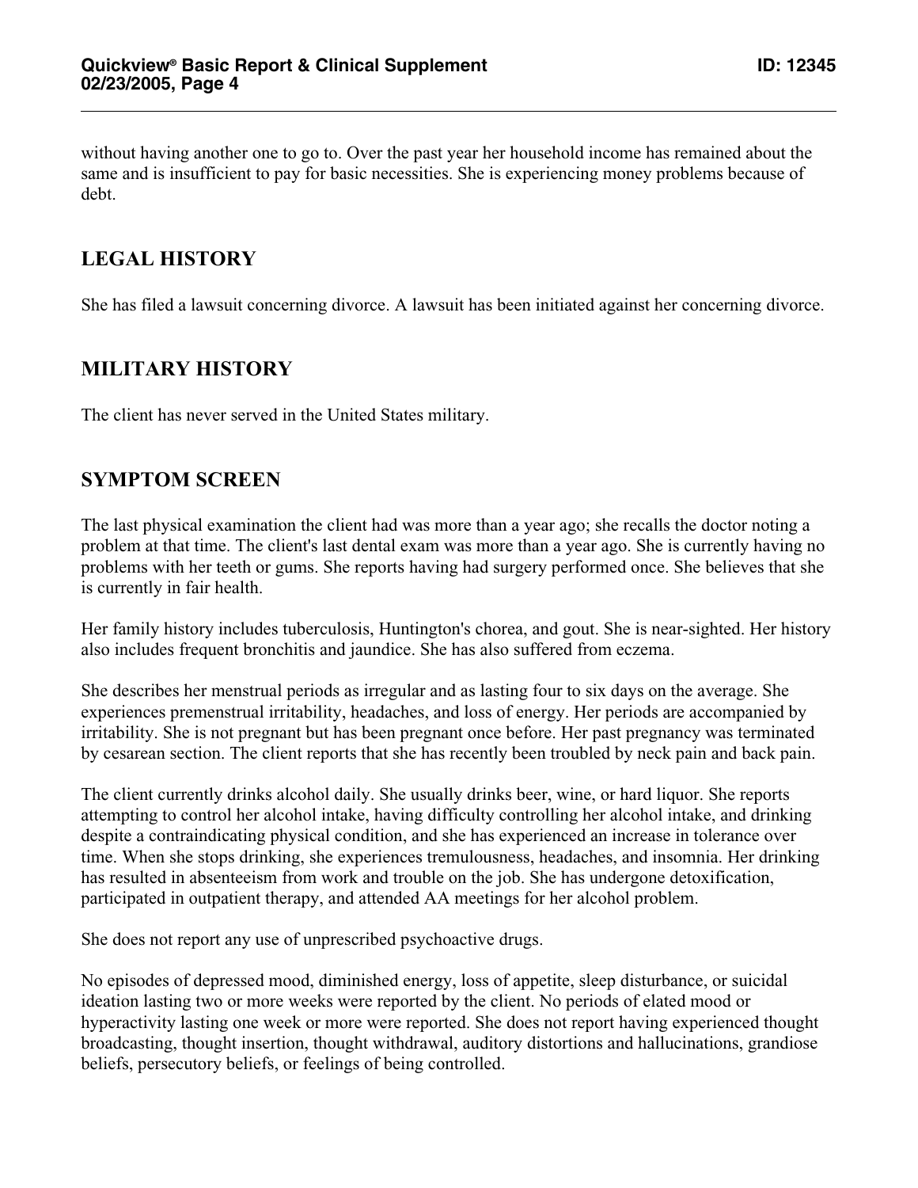without having another one to go to. Over the past year her household income has remained about the same and is insufficient to pay for basic necessities. She is experiencing money problems because of debt.

## LEGAL HISTORY

She has filed a lawsuit concerning divorce. A lawsuit has been initiated against her concerning divorce.

## MILITARY HISTORY

The client has never served in the United States military.

## SYMPTOM SCREEN

The last physical examination the client had was more than a year ago; she recalls the doctor noting a problem at that time. The client's last dental exam was more than a year ago. She is currently having no problems with her teeth or gums. She reports having had surgery performed once. She believes that she is currently in fair health.

Her family history includes tuberculosis, Huntington's chorea, and gout. She is near-sighted. Her history also includes frequent bronchitis and jaundice. She has also suffered from eczema.

She describes her menstrual periods as irregular and as lasting four to six days on the average. She experiences premenstrual irritability, headaches, and loss of energy. Her periods are accompanied by irritability. She is not pregnant but has been pregnant once before. Her past pregnancy was terminated by cesarean section. The client reports that she has recently been troubled by neck pain and back pain.

The client currently drinks alcohol daily. She usually drinks beer, wine, or hard liquor. She reports attempting to control her alcohol intake, having difficulty controlling her alcohol intake, and drinking despite a contraindicating physical condition, and she has experienced an increase in tolerance over time. When she stops drinking, she experiences tremulousness, headaches, and insomnia. Her drinking has resulted in absenteeism from work and trouble on the job. She has undergone detoxification, participated in outpatient therapy, and attended AA meetings for her alcohol problem.

She does not report any use of unprescribed psychoactive drugs.

No episodes of depressed mood, diminished energy, loss of appetite, sleep disturbance, or suicidal ideation lasting two or more weeks were reported by the client. No periods of elated mood or hyperactivity lasting one week or more were reported. She does not report having experienced thought broadcasting, thought insertion, thought withdrawal, auditory distortions and hallucinations, grandiose beliefs, persecutory beliefs, or feelings of being controlled.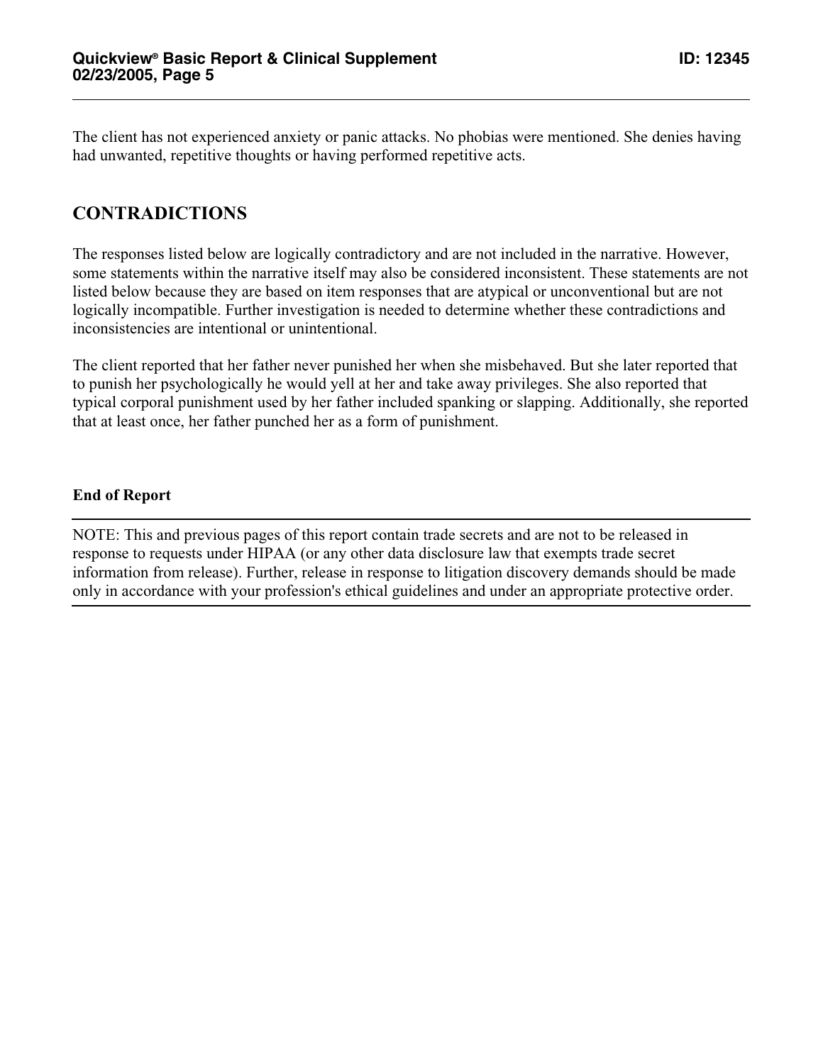The client has not experienced anxiety or panic attacks. No phobias were mentioned. She denies having had unwanted, repetitive thoughts or having performed repetitive acts.

## CONTRADICTIONS

The responses listed below are logically contradictory and are not included in the narrative. However, some statements within the narrative itself may also be considered inconsistent. These statements are not listed below because they are based on item responses that are atypical or unconventional but are not logically incompatible. Further investigation is needed to determine whether these contradictions and inconsistencies are intentional or unintentional.

The client reported that her father never punished her when she misbehaved. But she later reported that to punish her psychologically he would yell at her and take away privileges. She also reported that typical corporal punishment used by her father included spanking or slapping. Additionally, she reported that at least once, her father punched her as a form of punishment.

**End of Report**

NOTE: This and previous pages of this report contain trade secrets and are not to be released in response to requests under HIPAA (or any other data disclosure law that exempts trade secret information from release). Further, release in response to litigation discovery demands should be made only in accordance with your profession's ethical guidelines and under an appropriate protective order.